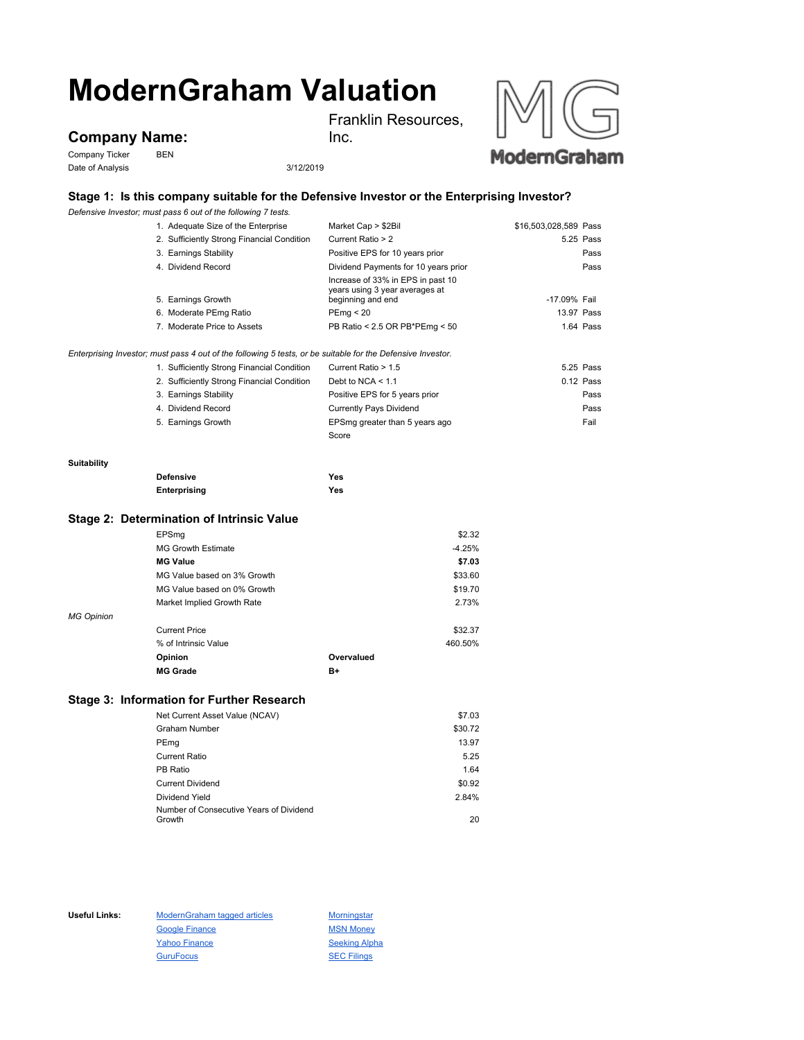# ModernGraham Valuation

## Company Name:

Franklin Resources, Inc.

Company Ticker: BEN

Date of Analysis: 3/12/2019

### Stage 1: Is this company suitable for the Defensive Investor or the Enterprising Investor?

*Defensive Investor; must pass 6 out of the following 7 tests.*

| Test | Criterion | Value | Result |
|---|---|---|---|
| 1. Adequate Size of the Enterprise | Market Cap > $2Bil | $16,503,028,589 | Pass |
| 2. Sufficiently Strong Financial Condition | Current Ratio > 2 | 5.25 | Pass |
| 3. Earnings Stability | Positive EPS for 10 years prior | | Pass |
| 4. Dividend Record | Dividend Payments for 10 years prior | | Pass |
| 5. Earnings Growth | Increase of 33% in EPS in past 10 years using 3 year averages at beginning and end | -17.09% | Fail |
| 6. Moderate PEmg Ratio | PEmg < 20 | 13.97 | Pass |
| 7. Moderate Price to Assets | PB Ratio < 2.5 OR PB*PEmg < 50 | 1.64 | Pass |

*Enterprising Investor; must pass 4 out of the following 5 tests, or be suitable for the Defensive Investor.*

| Test | Criterion | Value | Result |
|---|---|---|---|
| 1. Sufficiently Strong Financial Condition | Current Ratio > 1.5 | 5.25 | Pass |
| 2. Sufficiently Strong Financial Condition | Debt to NCA < 1.1 | 0.12 | Pass |
| 3. Earnings Stability | Positive EPS for 5 years prior | | Pass |
| 4. Dividend Record | Currently Pays Dividend | | Pass |
| 5. Earnings Growth | EPSmg greater than 5 years ago | | Fail |
| | Score | | |

**Suitability**

| | |
|---|---|
| **Defensive** | **Yes** |
| **Enterprising** | **Yes** |

### Stage 2: Determination of Intrinsic Value

| | | |
|---|---|---|
| EPSmg | | $2.32 |
| MG Growth Estimate | | -4.25% |
| **MG Value** | | **$7.03** |
| MG Value based on 3% Growth | | $33.60 |
| MG Value based on 0% Growth | | $19.70 |
| Market Implied Growth Rate | | 2.73% |

*MG Opinion*

| | | |
|---|---|---|
| Current Price | | $32.37 |
| % of Intrinsic Value | | 460.50% |
| **Opinion** | **Overvalued** | |
| **MG Grade** | **B+** | |

### Stage 3: Information for Further Research

| | |
|---|---|
| Net Current Asset Value (NCAV) | $7.03 |
| Graham Number | $30.72 |
| PEmg | 13.97 |
| Current Ratio | 5.25 |
| PB Ratio | 1.64 |
| Current Dividend | $0.92 |
| Dividend Yield | 2.84% |
| Number of Consecutive Years of Dividend Growth | 20 |

**Useful Links:**

- ModernGraham tagged articles
- Google Finance
- Yahoo Finance
- GuruFocus
- Morningstar
- MSN Money
- Seeking Alpha
- SEC Filings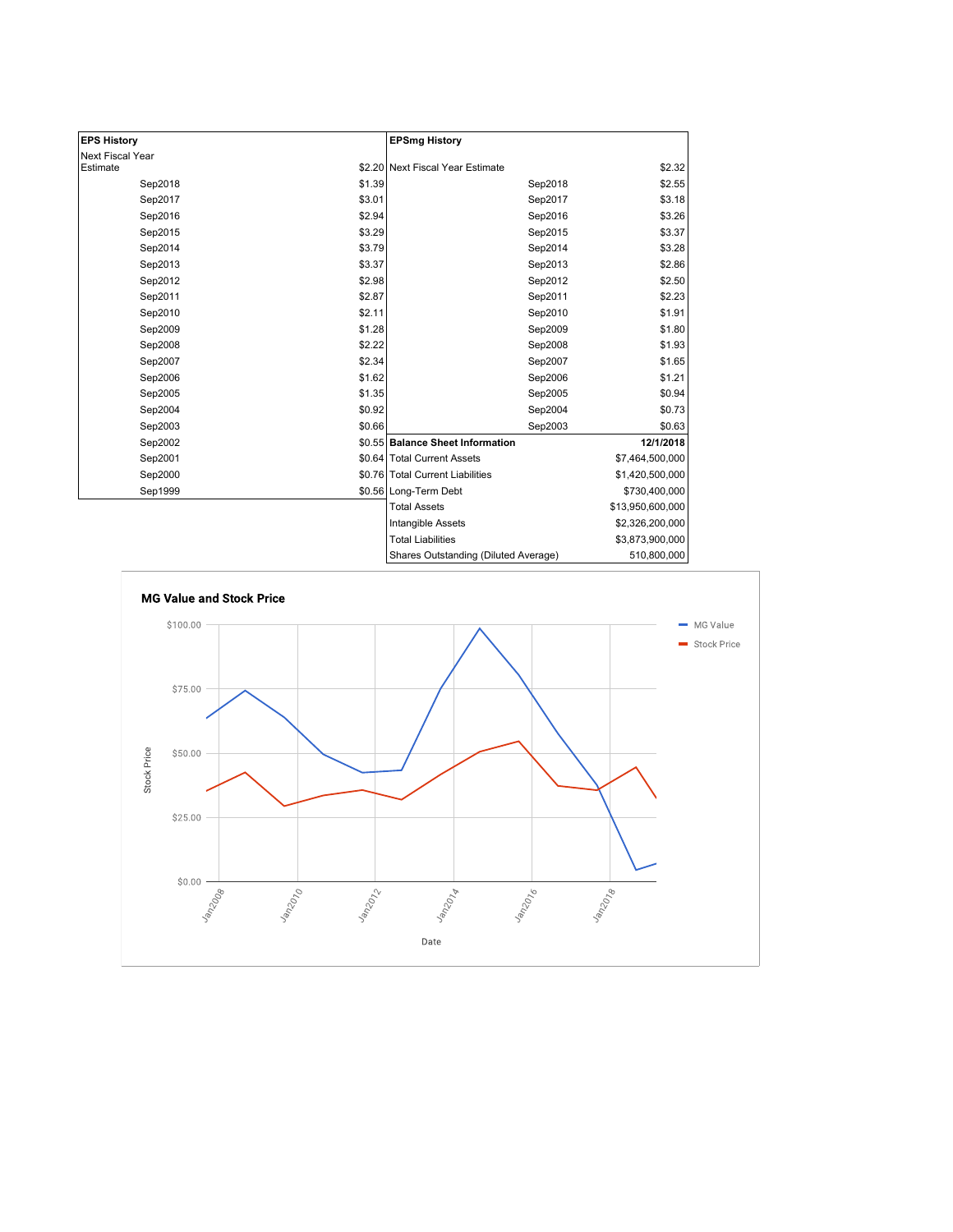| EPS History | | EPSmg History | |
|---|---|---|---|
| Next Fiscal Year Estimate | $2.20 | Next Fiscal Year Estimate | $2.32 |
| Sep2018 | $1.39 | Sep2018 | $2.55 |
| Sep2017 | $3.01 | Sep2017 | $3.18 |
| Sep2016 | $2.94 | Sep2016 | $3.26 |
| Sep2015 | $3.29 | Sep2015 | $3.37 |
| Sep2014 | $3.79 | Sep2014 | $3.28 |
| Sep2013 | $3.37 | Sep2013 | $2.86 |
| Sep2012 | $2.98 | Sep2012 | $2.50 |
| Sep2011 | $2.87 | Sep2011 | $2.23 |
| Sep2010 | $2.11 | Sep2010 | $1.91 |
| Sep2009 | $1.28 | Sep2009 | $1.80 |
| Sep2008 | $2.22 | Sep2008 | $1.93 |
| Sep2007 | $2.34 | Sep2007 | $1.65 |
| Sep2006 | $1.62 | Sep2006 | $1.21 |
| Sep2005 | $1.35 | Sep2005 | $0.94 |
| Sep2004 | $0.92 | Sep2004 | $0.73 |
| Sep2003 | $0.66 | Sep2003 | $0.63 |
| Sep2002 | $0.55 | **Balance Sheet Information** | **12/1/2018** |
| Sep2001 | $0.64 | Total Current Assets | $7,464,500,000 |
| Sep2000 | $0.76 | Total Current Liabilities | $1,420,500,000 |
| Sep1999 | $0.56 | Long-Term Debt | $730,400,000 |
| | | Total Assets | $13,950,600,000 |
| | | Intangible Assets | $2,326,200,000 |
| | | Total Liabilities | $3,873,900,000 |
| | | Shares Outstanding (Diluted Average) | 510,800,000 |

**MG Value and Stock Price**

Legend: MG Value, Stock Price

Y-axis: Stock Price ($0.00, $25.00, $50.00, $75.00, $100.00)

X-axis: Date (Jan2008, Jan2010, Jan2012, Jan2014, Jan2016, Jan2018)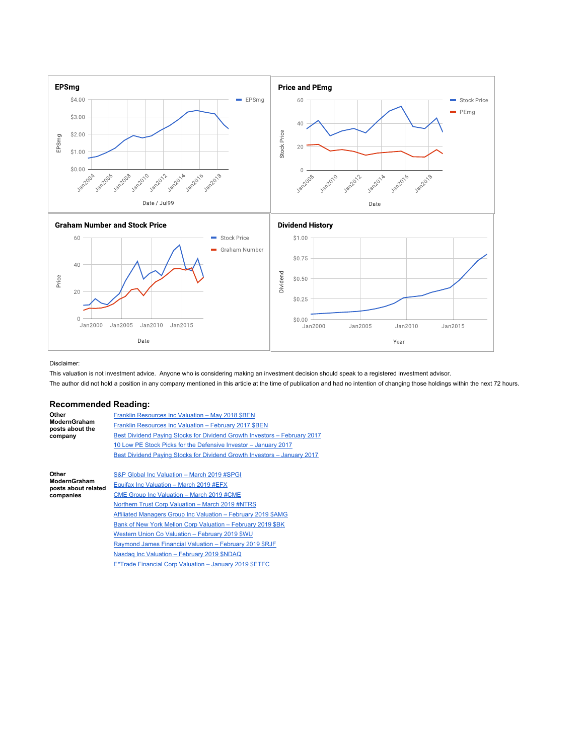### EPSmg

EPSmg

$4.00
$3.00
$2.00
$1.00
$0.00

Jan2004 Jan2006 Jan2008 Jan2010 Jan2012 Jan2014 Jan2016 Jan2018

Date / Jul99

### Price and PEmg

Stock Price
PEmg

Stock Price

60
40
20
0

Jan2008 Jan2010 Jan2012 Jan2014 Jan2016 Jan2018

Date

### Graham Number and Stock Price

Stock Price
Graham Number

Price

60
40
20
0

Jan2000 Jan2005 Jan2010 Jan2015

Date

### Dividend History

Dividend

$1.00
$0.75
$0.50
$0.25
$0.00

Jan2000 Jan2005 Jan2010 Jan2015

Year

Disclaimer:

This valuation is not investment advice. Anyone who is considering making an investment decision should speak to a registered investment advisor.

The author did not hold a position in any company mentioned in this article at the time of publication and had no intention of changing those holdings within the next 72 hours.

## Recommended Reading:

| | |
|---|---|
| **Other ModernGraham posts about the company** | Franklin Resources Inc Valuation – May 2018 $BEN<br>Franklin Resources Inc Valuation – February 2017 $BEN<br>Best Dividend Paying Stocks for Dividend Growth Investors – February 2017<br>10 Low PE Stock Picks for the Defensive Investor – January 2017<br>Best Dividend Paying Stocks for Dividend Growth Investors – January 2017 |
| **Other ModernGraham posts about related companies** | S&P Global Inc Valuation – March 2019 #SPGI<br>Equifax Inc Valuation – March 2019 #EFX<br>CME Group Inc Valuation – March 2019 #CME<br>Northern Trust Corp Valuation – March 2019 #NTRS<br>Affiliated Managers Group Inc Valuation – February 2019 $AMG<br>Bank of New York Mellon Corp Valuation – February 2019 $BK<br>Western Union Co Valuation – February 2019 $WU<br>Raymond James Financial Valuation – February 2019 $RJF<br>Nasdaq Inc Valuation – February 2019 $NDAQ<br>E*Trade Financial Corp Valuation – January 2019 $ETFC |